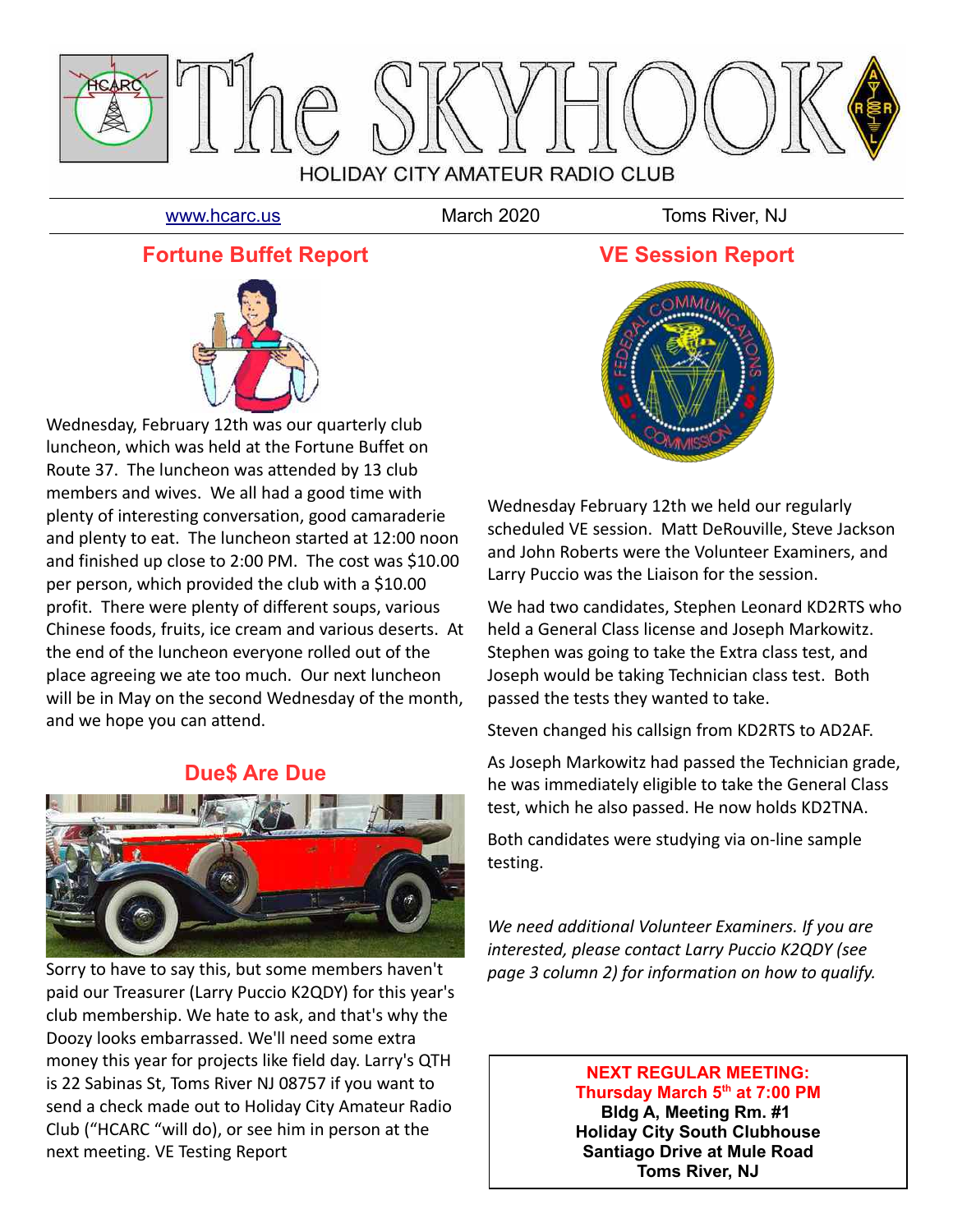# The SKYHOOK

HOLIDAY CITY AMATEUR RADIO CLUB

www.hcarc.us March 2020 Toms River, NJ

## Fortune Buffet Report

Wednesday, February 12th was our quarterly club luncheon, which was held at the Fortune Buffet on Route 37. The luncheon was attended by 13 club members and wives. We all had a good time with plenty of interesting conversation, good camaraderie and plenty to eat. The luncheon started at 12:00 noon and finished up close to 2:00 PM. The cost was $10.00 per person, which provided the club with a $10.00 profit. There were plenty of different soups, various Chinese foods, fruits, ice cream and various deserts. At the end of the luncheon everyone rolled out of the place agreeing we ate too much. Our next luncheon will be in May on the second Wednesday of the month, and we hope you can attend.

## Due$ Are Due

Sorry to have to say this, but some members haven't paid our Treasurer (Larry Puccio K2QDY) for this year's club membership. We hate to ask, and that's why the Doozy looks embarrassed. We'll need some extra money this year for projects like field day. Larry's QTH is 22 Sabinas St, Toms River NJ 08757 if you want to send a check made out to Holiday City Amateur Radio Club ("HCARC "will do), or see him in person at the next meeting. VE Testing Report

## VE Session Report

Wednesday February 12th we held our regularly scheduled VE session. Matt DeRouville, Steve Jackson and John Roberts were the Volunteer Examiners, and Larry Puccio was the Liaison for the session.

We had two candidates, Stephen Leonard KD2RTS who held a General Class license and Joseph Markowitz. Stephen was going to take the Extra class test, and Joseph would be taking Technician class test. Both passed the tests they wanted to take.

Steven changed his callsign from KD2RTS to AD2AF.

As Joseph Markowitz had passed the Technician grade, he was immediately eligible to take the General Class test, which he also passed. He now holds KD2TNA.

Both candidates were studying via on-line sample testing.

*We need additional Volunteer Examiners. If you are interested, please contact Larry Puccio K2QDY (see page 3 column 2) for information on how to qualify.*

**NEXT REGULAR MEETING:**
**Thursday March 5th at 7:00 PM**
**Bldg A, Meeting Rm. #1**
**Holiday City South Clubhouse**
**Santiago Drive at Mule Road**
**Toms River, NJ**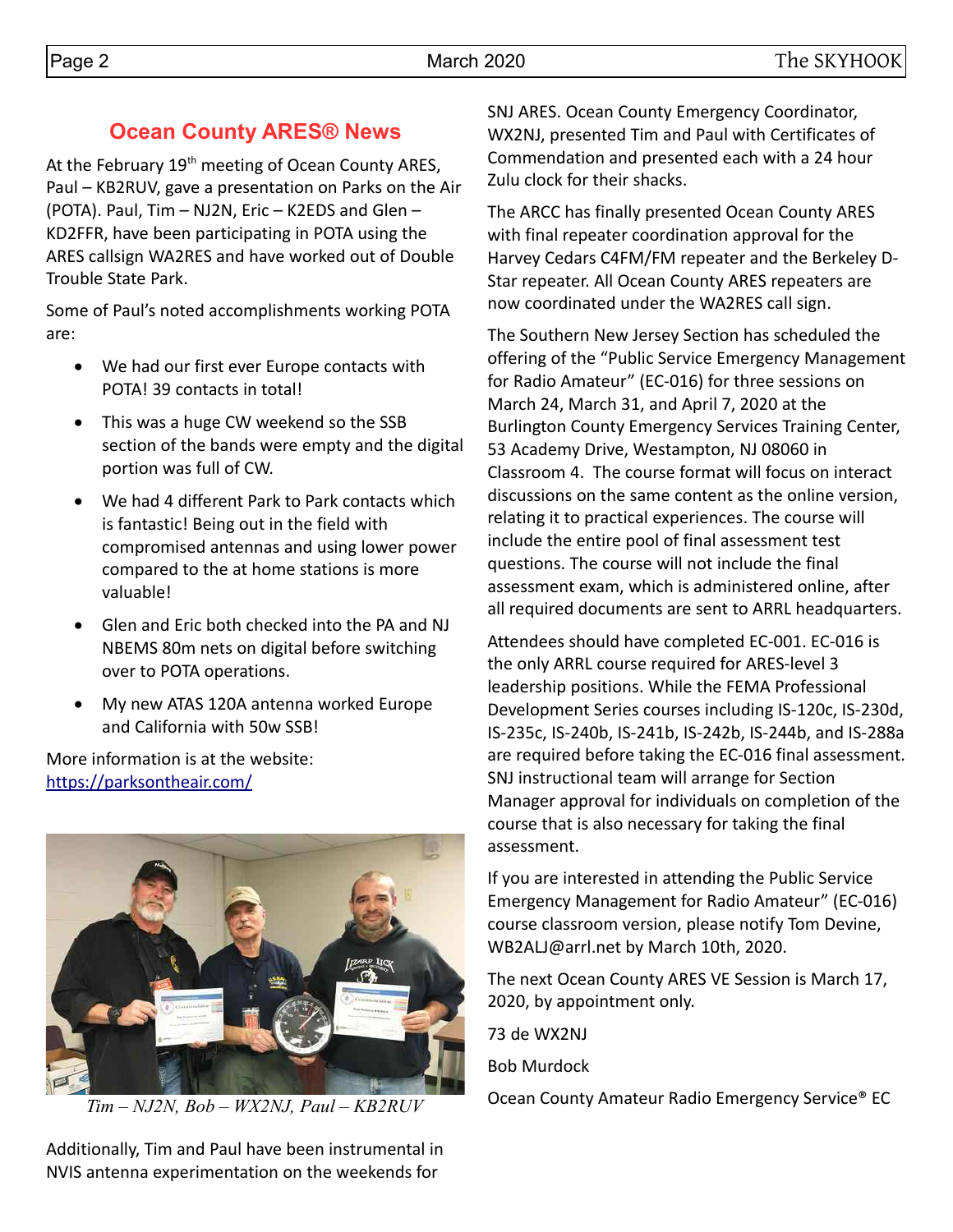## Ocean County ARES® News

At the February 19th meeting of Ocean County ARES, Paul – KB2RUV, gave a presentation on Parks on the Air (POTA). Paul, Tim – NJ2N, Eric – K2EDS and Glen – KD2FFR, have been participating in POTA using the ARES callsign WA2RES and have worked out of Double Trouble State Park.

Some of Paul's noted accomplishments working POTA are:

- We had our first ever Europe contacts with POTA! 39 contacts in total!
- This was a huge CW weekend so the SSB section of the bands were empty and the digital portion was full of CW.
- We had 4 different Park to Park contacts which is fantastic! Being out in the field with compromised antennas and using lower power compared to the at home stations is more valuable!
- Glen and Eric both checked into the PA and NJ NBEMS 80m nets on digital before switching over to POTA operations.
- My new ATAS 120A antenna worked Europe and California with 50w SSB!

More information is at the website: https://parksontheair.com/

*Tim – NJ2N, Bob – WX2NJ, Paul – KB2RUV*

Additionally, Tim and Paul have been instrumental in NVIS antenna experimentation on the weekends for SNJ ARES. Ocean County Emergency Coordinator, WX2NJ, presented Tim and Paul with Certificates of Commendation and presented each with a 24 hour Zulu clock for their shacks.

The ARCC has finally presented Ocean County ARES with final repeater coordination approval for the Harvey Cedars C4FM/FM repeater and the Berkeley D-Star repeater. All Ocean County ARES repeaters are now coordinated under the WA2RES call sign.

The Southern New Jersey Section has scheduled the offering of the "Public Service Emergency Management for Radio Amateur" (EC-016) for three sessions on March 24, March 31, and April 7, 2020 at the Burlington County Emergency Services Training Center, 53 Academy Drive, Westampton, NJ 08060 in Classroom 4. The course format will focus on interact discussions on the same content as the online version, relating it to practical experiences. The course will include the entire pool of final assessment test questions. The course will not include the final assessment exam, which is administered online, after all required documents are sent to ARRL headquarters.

Attendees should have completed EC-001. EC-016 is the only ARRL course required for ARES-level 3 leadership positions. While the FEMA Professional Development Series courses including IS-120c, IS-230d, IS-235c, IS-240b, IS-241b, IS-242b, IS-244b, and IS-288a are required before taking the EC-016 final assessment. SNJ instructional team will arrange for Section Manager approval for individuals on completion of the course that is also necessary for taking the final assessment.

If you are interested in attending the Public Service Emergency Management for Radio Amateur" (EC-016) course classroom version, please notify Tom Devine, WB2ALJ@arrl.net by March 10th, 2020.

The next Ocean County ARES VE Session is March 17, 2020, by appointment only.

73 de WX2NJ

Bob Murdock

Ocean County Amateur Radio Emergency Service® EC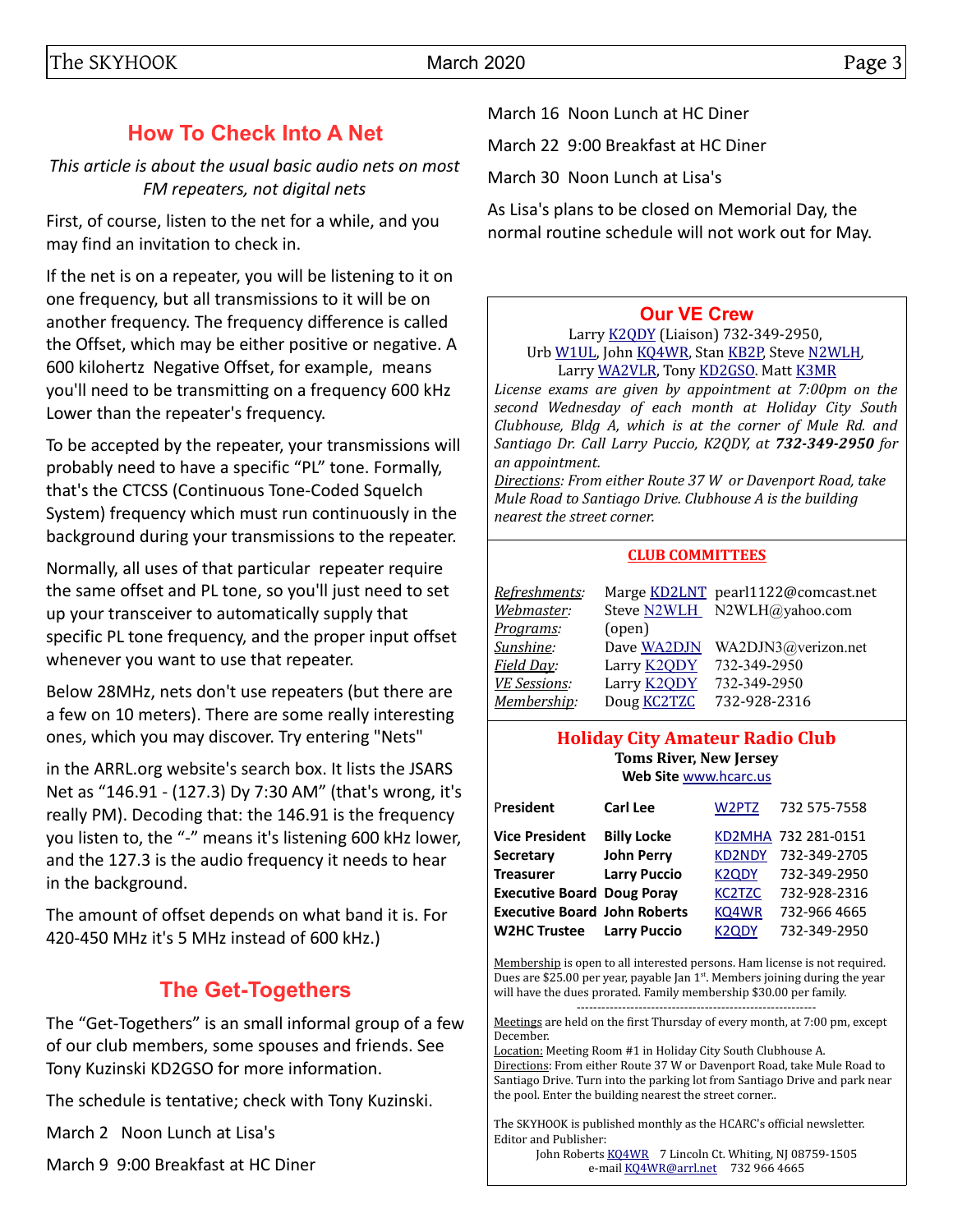## How To Check Into A Net

*This article is about the usual basic audio nets on most FM repeaters, not digital nets*

First, of course, listen to the net for a while, and you may find an invitation to check in.

If the net is on a repeater, you will be listening to it on one frequency, but all transmissions to it will be on another frequency. The frequency difference is called the Offset, which may be either positive or negative. A 600 kilohertz Negative Offset, for example, means you'll need to be transmitting on a frequency 600 kHz Lower than the repeater's frequency.

To be accepted by the repeater, your transmissions will probably need to have a specific "PL" tone. Formally, that's the CTCSS (Continuous Tone-Coded Squelch System) frequency which must run continuously in the background during your transmissions to the repeater.

Normally, all uses of that particular repeater require the same offset and PL tone, so you'll just need to set up your transceiver to automatically supply that specific PL tone frequency, and the proper input offset whenever you want to use that repeater.

Below 28MHz, nets don't use repeaters (but there are a few on 10 meters). There are some really interesting ones, which you may discover. Try entering "Nets" in the ARRL.org website's search box. It lists the JSARS Net as "146.91 - (127.3) Dy 7:30 AM" (that's wrong, it's really PM). Decoding that: the 146.91 is the frequency you listen to, the "-" means it's listening 600 kHz lower, and the 127.3 is the audio frequency it needs to hear in the background.

The amount of offset depends on what band it is. For 420-450 MHz it's 5 MHz instead of 600 kHz.)

## The Get-Togethers

The "Get-Togethers" is an small informal group of a few of our club members, some spouses and friends. See Tony Kuzinski KD2GSO for more information.

The schedule is tentative; check with Tony Kuzinski.

March 2 Noon Lunch at Lisa's

March 9 9:00 Breakfast at HC Diner

March 16 Noon Lunch at HC Diner

March 22 9:00 Breakfast at HC Diner

March 30 Noon Lunch at Lisa's

As Lisa's plans to be closed on Memorial Day, the normal routine schedule will not work out for May.

## Our VE Crew

Larry K2QDY (Liaison) 732-349-2950,
Urb W1UL, John KQ4WR, Stan KB2P, Steve N2WLH,
Larry WA2VLR, Tony KD2GSO. Matt K3MR

*License exams are given by appointment at 7:00pm on the second Wednesday of each month at Holiday City South Clubhouse, Bldg A, which is at the corner of Mule Rd. and Santiago Dr. Call Larry Puccio, K2QDY, at* ***732-349-2950*** *for an appointment.*

*Directions: From either Route 37 W or Davenport Road, take Mule Road to Santiago Drive. Clubhouse A is the building nearest the street corner.*

### CLUB COMMITTEES

| | | |
|---|---|---|
| *Refreshments:* | Marge KD2LNT | pearl1122@comcast.net |
| *Webmaster:* | Steve N2WLH | N2WLH@yahoo.com |
| *Programs:* | (open) | |
| *Sunshine:* | Dave WA2DJN | WA2DJN3@verizon.net |
| *Field Day:* | Larry K2QDY | 732-349-2950 |
| *VE Sessions:* | Larry K2QDY | 732-349-2950 |
| *Membership:* | Doug KC2TZC | 732-928-2316 |

## Holiday City Amateur Radio Club

**Toms River, New Jersey**
**Web Site** www.hcarc.us

| | | | |
|---|---|---|---|
| **President** | **Carl Lee** | W2PTZ | 732 575-7558 |
| **Vice President** | **Billy Locke** | KD2MHA | 732 281-0151 |
| **Secretary** | **John Perry** | KD2NDY | 732-349-2705 |
| **Treasurer** | **Larry Puccio** | K2QDY | 732-349-2950 |
| **Executive Board** | **Doug Poray** | KC2TZC | 732-928-2316 |
| **Executive Board** | **John Roberts** | KQ4WR | 732-966 4665 |
| **W2HC Trustee** | **Larry Puccio** | K2QDY | 732-349-2950 |

Membership is open to all interested persons. Ham license is not required. Dues are $25.00 per year, payable Jan 1st. Members joining during the year will have the dues prorated. Family membership $30.00 per family.

---

Meetings are held on the first Thursday of every month, at 7:00 pm, except December.
Location: Meeting Room #1 in Holiday City South Clubhouse A.
Directions: From either Route 37 W or Davenport Road, take Mule Road to Santiago Drive. Turn into the parking lot from Santiago Drive and park near the pool. Enter the building nearest the street corner..

The SKYHOOK is published monthly as the HCARC's official newsletter.
Editor and Publisher:
John Roberts KQ4WR 7 Lincoln Ct. Whiting, NJ 08759-1505
e-mail KQ4WR@arrl.net 732 966 4665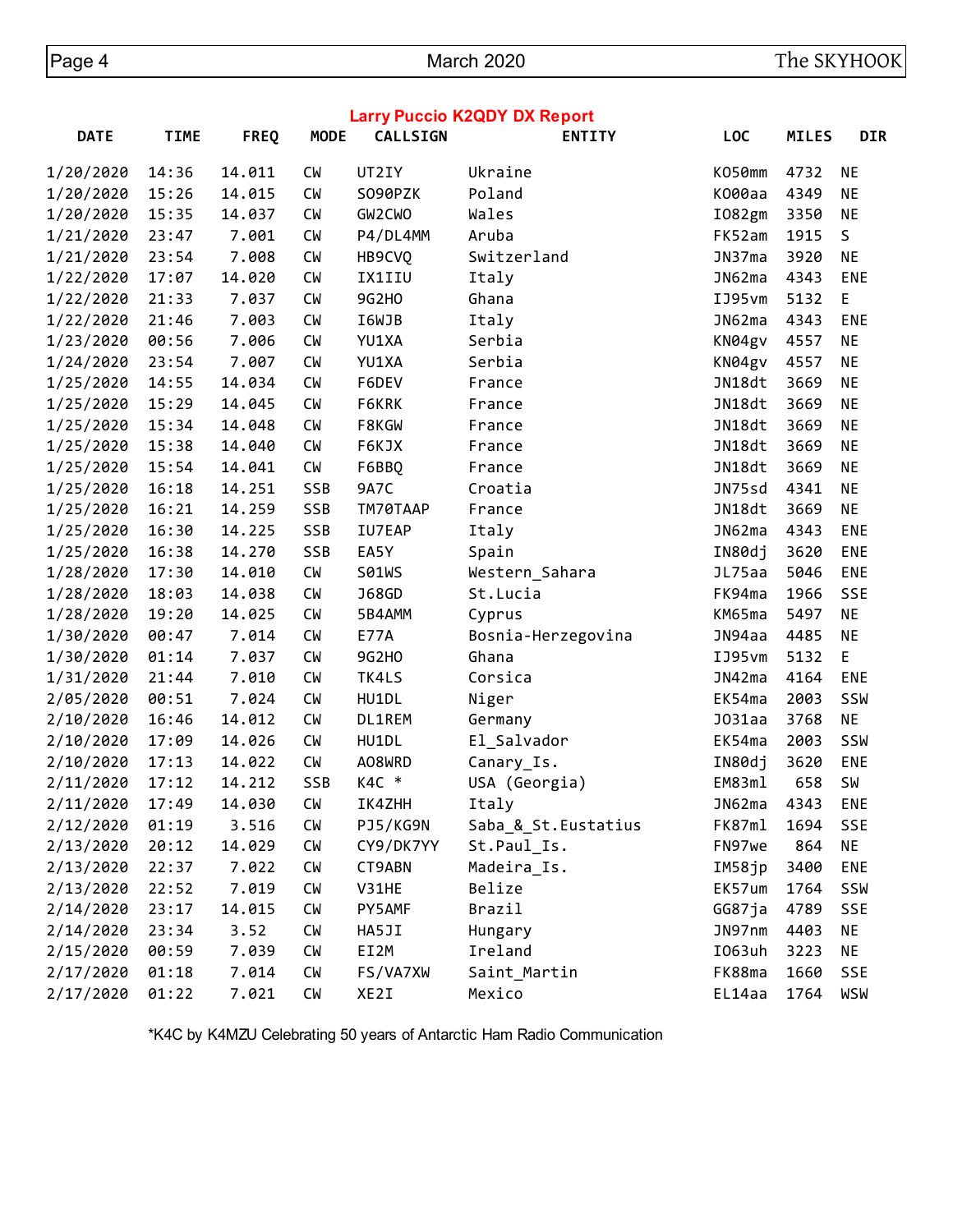## Larry Puccio K2QDY DX Report

| DATE | TIME | FREQ | MODE | CALLSIGN | ENTITY | LOC | MILES | DIR |
|---|---|---|---|---|---|---|---|---|
| 1/20/2020 | 14:36 | 14.011 | CW | UT2IY | Ukraine | KO50mm | 4732 | NE |
| 1/20/2020 | 15:26 | 14.015 | CW | SO90PZK | Poland | KO00aa | 4349 | NE |
| 1/20/2020 | 15:35 | 14.037 | CW | GW2CWO | Wales | IO82gm | 3350 | NE |
| 1/21/2020 | 23:47 | 7.001 | CW | P4/DL4MM | Aruba | FK52am | 1915 | S |
| 1/21/2020 | 23:54 | 7.008 | CW | HB9CVQ | Switzerland | JN37ma | 3920 | NE |
| 1/22/2020 | 17:07 | 14.020 | CW | IX1IIU | Italy | JN62ma | 4343 | ENE |
| 1/22/2020 | 21:33 | 7.037 | CW | 9G2HO | Ghana | IJ95vm | 5132 | E |
| 1/22/2020 | 21:46 | 7.003 | CW | I6WJB | Italy | JN62ma | 4343 | ENE |
| 1/23/2020 | 00:56 | 7.006 | CW | YU1XA | Serbia | KN04gv | 4557 | NE |
| 1/24/2020 | 23:54 | 7.007 | CW | YU1XA | Serbia | KN04gv | 4557 | NE |
| 1/25/2020 | 14:55 | 14.034 | CW | F6DEV | France | JN18dt | 3669 | NE |
| 1/25/2020 | 15:29 | 14.045 | CW | F6KRK | France | JN18dt | 3669 | NE |
| 1/25/2020 | 15:34 | 14.048 | CW | F8KGW | France | JN18dt | 3669 | NE |
| 1/25/2020 | 15:38 | 14.040 | CW | F6KJX | France | JN18dt | 3669 | NE |
| 1/25/2020 | 15:54 | 14.041 | CW | F6BBQ | France | JN18dt | 3669 | NE |
| 1/25/2020 | 16:18 | 14.251 | SSB | 9A7C | Croatia | JN75sd | 4341 | NE |
| 1/25/2020 | 16:21 | 14.259 | SSB | TM70TAAP | France | JN18dt | 3669 | NE |
| 1/25/2020 | 16:30 | 14.225 | SSB | IU7EAP | Italy | JN62ma | 4343 | ENE |
| 1/25/2020 | 16:38 | 14.270 | SSB | EA5Y | Spain | IN80dj | 3620 | ENE |
| 1/28/2020 | 17:30 | 14.010 | CW | S01WS | Western_Sahara | JL75aa | 5046 | ENE |
| 1/28/2020 | 18:03 | 14.038 | CW | J68GD | St.Lucia | FK94ma | 1966 | SSE |
| 1/28/2020 | 19:20 | 14.025 | CW | 5B4AMM | Cyprus | KM65ma | 5497 | NE |
| 1/30/2020 | 00:47 | 7.014 | CW | E77A | Bosnia-Herzegovina | JN94aa | 4485 | NE |
| 1/30/2020 | 01:14 | 7.037 | CW | 9G2HO | Ghana | IJ95vm | 5132 | E |
| 1/31/2020 | 21:44 | 7.010 | CW | TK4LS | Corsica | JN42ma | 4164 | ENE |
| 2/05/2020 | 00:51 | 7.024 | CW | HU1DL | Niger | EK54ma | 2003 | SSW |
| 2/10/2020 | 16:46 | 14.012 | CW | DL1REM | Germany | JO31aa | 3768 | NE |
| 2/10/2020 | 17:09 | 14.026 | CW | HU1DL | El_Salvador | EK54ma | 2003 | SSW |
| 2/10/2020 | 17:13 | 14.022 | CW | AO8WRD | Canary_Is. | IN80dj | 3620 | ENE |
| 2/11/2020 | 17:12 | 14.212 | SSB | K4C * | USA (Georgia) | EM83ml | 658 | SW |
| 2/11/2020 | 17:49 | 14.030 | CW | IK4ZHH | Italy | JN62ma | 4343 | ENE |
| 2/12/2020 | 01:19 | 3.516 | CW | PJ5/KG9N | Saba_&_St.Eustatius | FK87ml | 1694 | SSE |
| 2/13/2020 | 20:12 | 14.029 | CW | CY9/DK7YY | St.Paul_Is. | FN97we | 864 | NE |
| 2/13/2020 | 22:37 | 7.022 | CW | CT9ABN | Madeira_Is. | IM58jp | 3400 | ENE |
| 2/13/2020 | 22:52 | 7.019 | CW | V31HE | Belize | EK57um | 1764 | SSW |
| 2/14/2020 | 23:17 | 14.015 | CW | PY5AMF | Brazil | GG87ja | 4789 | SSE |
| 2/14/2020 | 23:34 | 3.52 | CW | HA5JI | Hungary | JN97nm | 4403 | NE |
| 2/15/2020 | 00:59 | 7.039 | CW | EI2M | Ireland | IO63uh | 3223 | NE |
| 2/17/2020 | 01:18 | 7.014 | CW | FS/VA7XW | Saint_Martin | FK88ma | 1660 | SSE |
| 2/17/2020 | 01:22 | 7.021 | CW | XE2I | Mexico | EL14aa | 1764 | WSW |

*K4C by K4MZU Celebrating 50 years of Antarctic Ham Radio Communication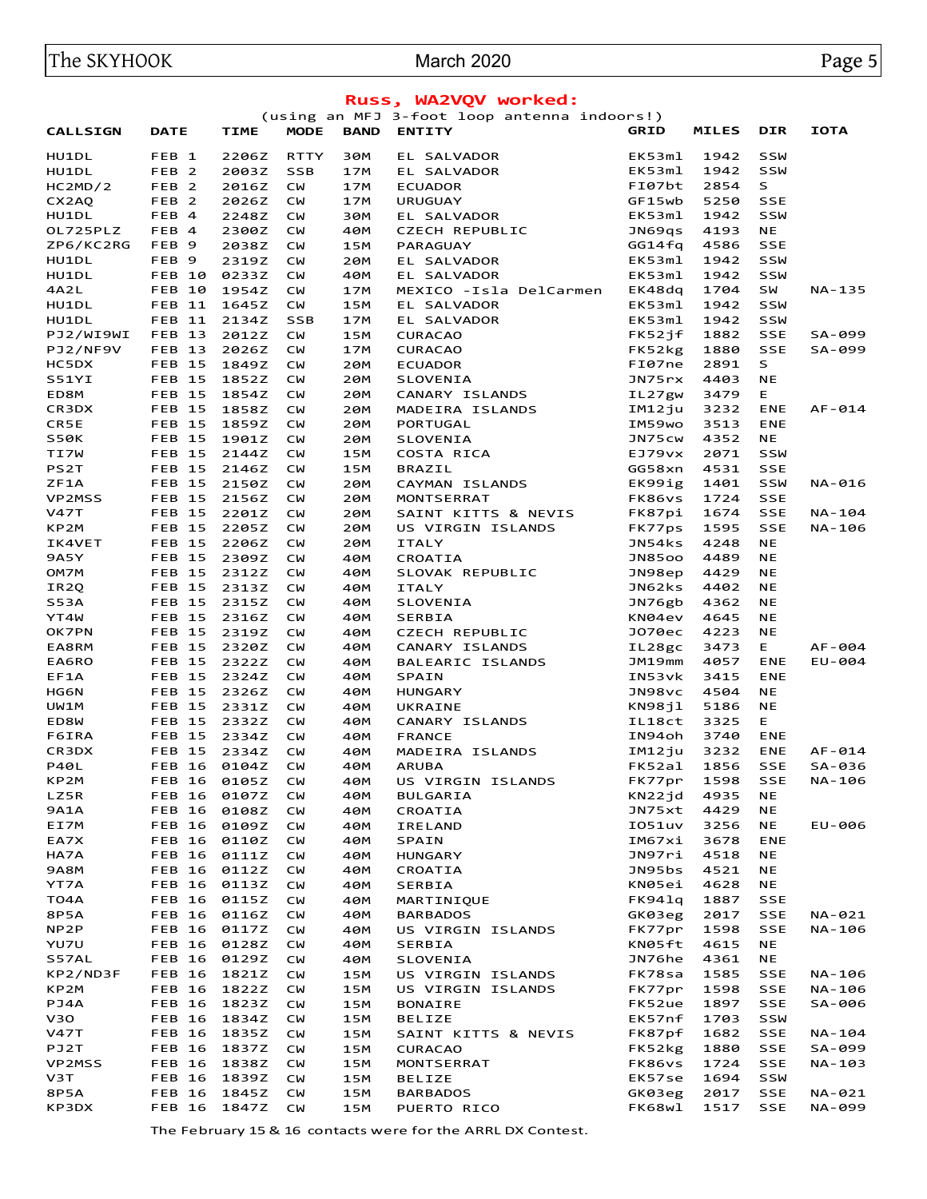**Russ, WA2VQV worked:**

(using an MFJ 3-foot loop antenna indoors!)

| CALLSIGN | DATE | TIME | MODE | BAND | ENTITY | GRID | MILES | DIR | IOTA |
|---|---|---|---|---|---|---|---|---|---|
| HU1DL | FEB 1 | 2206Z | RTTY | 30M | EL SALVADOR | EK53ml | 1942 | SSW | |
| HU1DL | FEB 2 | 2003Z | SSB | 17M | EL SALVADOR | EK53ml | 1942 | SSW | |
| HC2MD/2 | FEB 2 | 2016Z | CW | 17M | ECUADOR | FI07bt | 2854 | S | |
| CX2AQ | FEB 2 | 2026Z | CW | 17M | URUGUAY | GF15wb | 5250 | SSE | |
| HU1DL | FEB 4 | 2248Z | CW | 30M | EL SALVADOR | EK53ml | 1942 | SSW | |
| OL725PLZ | FEB 4 | 2300Z | CW | 40M | CZECH REPUBLIC | JN69qs | 4193 | NE | |
| ZP6/KC2RG | FEB 9 | 2038Z | CW | 15M | PARAGUAY | GG14fq | 4586 | SSE | |
| HU1DL | FEB 9 | 2319Z | CW | 20M | EL SALVADOR | EK53ml | 1942 | SSW | |
| HU1DL | FEB 10 | 0233Z | CW | 40M | EL SALVADOR | EK53ml | 1942 | SSW | |
| 4A2L | FEB 10 | 1954Z | CW | 17M | MEXICO -Isla DelCarmen | EK48dq | 1704 | SW | NA-135 |
| HU1DL | FEB 11 | 1645Z | CW | 15M | EL SALVADOR | EK53ml | 1942 | SSW | |
| HU1DL | FEB 11 | 2134Z | SSB | 17M | EL SALVADOR | EK53ml | 1942 | SSW | |
| PJ2/WI9WI | FEB 13 | 2012Z | CW | 15M | CURACAO | FK52jf | 1882 | SSE | SA-099 |
| PJ2/NF9V | FEB 13 | 2026Z | CW | 17M | CURACAO | FK52kg | 1880 | SSE | SA-099 |
| HC5DX | FEB 15 | 1849Z | CW | 20M | ECUADOR | FI07ne | 2891 | S | |
| S51YI | FEB 15 | 1852Z | CW | 20M | SLOVENIA | JN75rx | 4403 | NE | |
| ED8M | FEB 15 | 1854Z | CW | 20M | CANARY ISLANDS | IL27gw | 3479 | E | |
| CR3DX | FEB 15 | 1858Z | CW | 20M | MADEIRA ISLANDS | IM12ju | 3232 | ENE | AF-014 |
| CR5E | FEB 15 | 1859Z | CW | 20M | PORTUGAL | IM59wo | 3513 | ENE | |
| S50K | FEB 15 | 1901Z | CW | 20M | SLOVENIA | JN75cw | 4352 | NE | |
| TI7W | FEB 15 | 2144Z | CW | 15M | COSTA RICA | EJ79vx | 2071 | SSW | |
| PS2T | FEB 15 | 2146Z | CW | 15M | BRAZIL | GG58xn | 4531 | SSE | |
| ZF1A | FEB 15 | 2150Z | CW | 20M | CAYMAN ISLANDS | EK99ig | 1401 | SSW | NA-016 |
| VP2MSS | FEB 15 | 2156Z | CW | 20M | MONTSERRAT | FK86vs | 1724 | SSE | |
| V47T | FEB 15 | 2201Z | CW | 20M | SAINT KITTS & NEVIS | FK87pi | 1674 | SSE | NA-104 |
| KP2M | FEB 15 | 2205Z | CW | 20M | US VIRGIN ISLANDS | FK77ps | 1595 | SSE | NA-106 |
| IK4VET | FEB 15 | 2206Z | CW | 20M | ITALY | JN54ks | 4248 | NE | |
| 9A5Y | FEB 15 | 2309Z | CW | 40M | CROATIA | JN85oo | 4489 | NE | |
| OM7M | FEB 15 | 2312Z | CW | 40M | SLOVAK REPUBLIC | JN98ep | 4429 | NE | |
| IR2Q | FEB 15 | 2313Z | CW | 40M | ITALY | JN62ks | 4402 | NE | |
| S53A | FEB 15 | 2315Z | CW | 40M | SLOVENIA | JN76gb | 4362 | NE | |
| YT4W | FEB 15 | 2316Z | CW | 40M | SERBIA | KN04ev | 4645 | NE | |
| OK7PN | FEB 15 | 2319Z | CW | 40M | CZECH REPUBLIC | JO70ec | 4223 | NE | |
| EA8RM | FEB 15 | 2320Z | CW | 40M | CANARY ISLANDS | IL28gc | 3473 | E | AF-004 |
| EA6RO | FEB 15 | 2322Z | CW | 40M | BALEARIC ISLANDS | JM19mm | 4057 | ENE | EU-004 |
| EF1A | FEB 15 | 2324Z | CW | 40M | SPAIN | IN53vk | 3415 | ENE | |
| HG6N | FEB 15 | 2326Z | CW | 40M | HUNGARY | JN98vc | 4504 | NE | |
| UW1M | FEB 15 | 2331Z | CW | 40M | UKRAINE | KN98jl | 5186 | NE | |
| ED8W | FEB 15 | 2332Z | CW | 40M | CANARY ISLANDS | IL18ct | 3325 | E | |
| F6IRA | FEB 15 | 2334Z | CW | 40M | FRANCE | IN94oh | 3740 | ENE | |
| CR3DX | FEB 15 | 2334Z | CW | 40M | MADEIRA ISLANDS | IM12ju | 3232 | ENE | AF-014 |
| P40L | FEB 16 | 0104Z | CW | 40M | ARUBA | FK52al | 1856 | SSE | SA-036 |
| KP2M | FEB 16 | 0105Z | CW | 40M | US VIRGIN ISLANDS | FK77pr | 1598 | SSE | NA-106 |
| LZ5R | FEB 16 | 0107Z | CW | 40M | BULGARIA | KN22jd | 4935 | NE | |
| 9A1A | FEB 16 | 0108Z | CW | 40M | CROATIA | JN75xt | 4429 | NE | |
| EI7M | FEB 16 | 0109Z | CW | 40M | IRELAND | IO51uv | 3256 | NE | EU-006 |
| EA7X | FEB 16 | 0110Z | CW | 40M | SPAIN | IM67xi | 3678 | ENE | |
| HA7A | FEB 16 | 0111Z | CW | 40M | HUNGARY | JN97ri | 4518 | NE | |
| 9A8M | FEB 16 | 0112Z | CW | 40M | CROATIA | JN95bs | 4521 | NE | |
| YT7A | FEB 16 | 0113Z | CW | 40M | SERBIA | KN05ei | 4628 | NE | |
| TO4A | FEB 16 | 0115Z | CW | 40M | MARTINIQUE | FK94lq | 1887 | SSE | |
| 8P5A | FEB 16 | 0116Z | CW | 40M | BARBADOS | GK03eg | 2017 | SSE | NA-021 |
| NP2P | FEB 16 | 0117Z | CW | 40M | US VIRGIN ISLANDS | FK77pr | 1598 | SSE | NA-106 |
| YU7U | FEB 16 | 0128Z | CW | 40M | SERBIA | KN05ft | 4615 | NE | |
| S57AL | FEB 16 | 0129Z | CW | 40M | SLOVENIA | JN76he | 4361 | NE | |
| KP2/ND3F | FEB 16 | 1821Z | CW | 15M | US VIRGIN ISLANDS | FK78sa | 1585 | SSE | NA-106 |
| KP2M | FEB 16 | 1822Z | CW | 15M | US VIRGIN ISLANDS | FK77pr | 1598 | SSE | NA-106 |
| PJ4A | FEB 16 | 1823Z | CW | 15M | BONAIRE | FK52ue | 1897 | SSE | SA-006 |
| V3O | FEB 16 | 1834Z | CW | 15M | BELIZE | EK57nf | 1703 | SSW | |
| V47T | FEB 16 | 1835Z | CW | 15M | SAINT KITTS & NEVIS | FK87pf | 1682 | SSE | NA-104 |
| PJ2T | FEB 16 | 1837Z | CW | 15M | CURACAO | FK52kg | 1880 | SSE | SA-099 |
| VP2MSS | FEB 16 | 1838Z | CW | 15M | MONTSERRAT | FK86vs | 1724 | SSE | NA-103 |
| V3T | FEB 16 | 1839Z | CW | 15M | BELIZE | EK57se | 1694 | SSW | |
| 8P5A | FEB 16 | 1845Z | CW | 15M | BARBADOS | GK03eg | 2017 | SSE | NA-021 |
| KP3DX | FEB 16 | 1847Z | CW | 15M | PUERTO RICO | FK68wl | 1517 | SSE | NA-099 |

The February 15 & 16 contacts were for the ARRL DX Contest.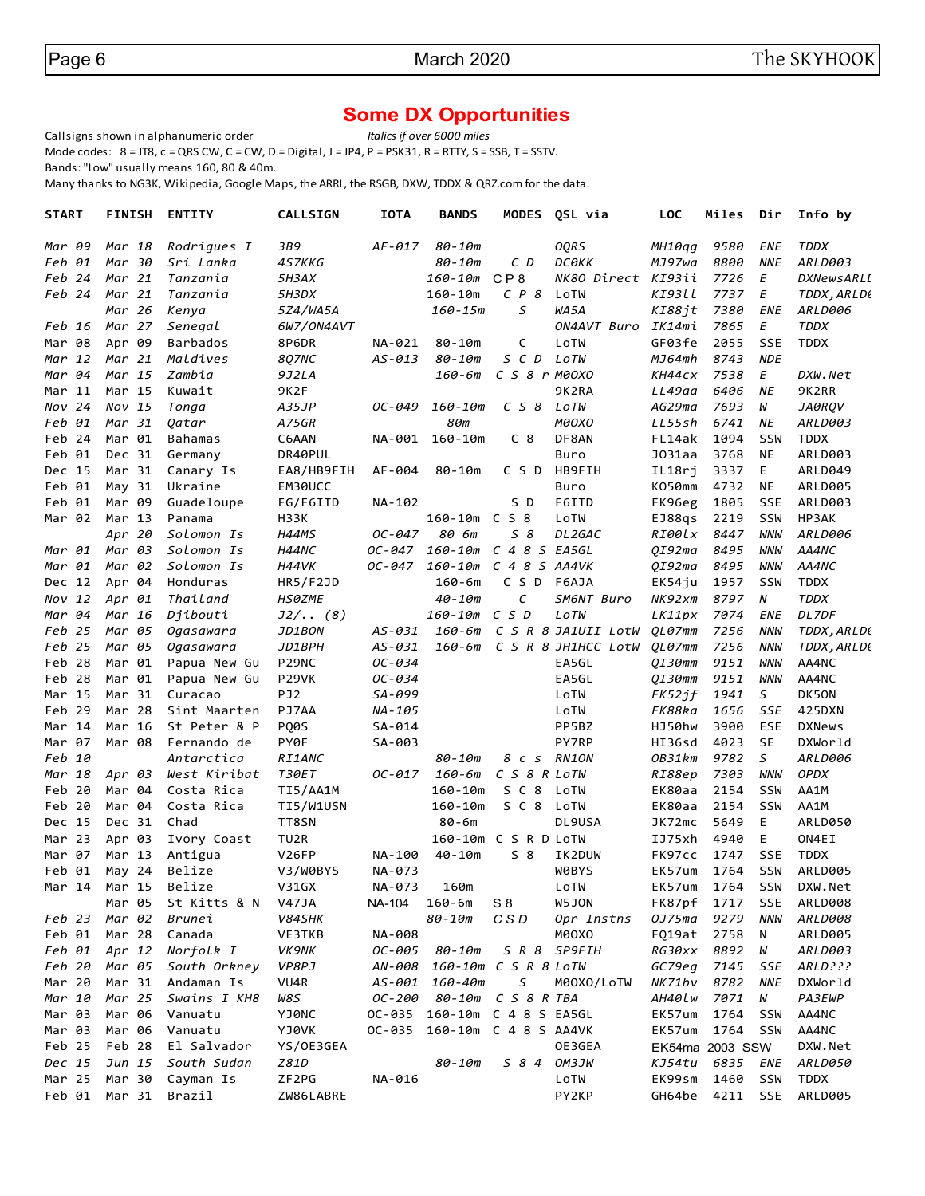## Some DX Opportunities

Callsigns shown in alphanumeric order *Italics if over 6000 miles*

Mode codes: 8 = JT8, c = QRS CW, C = CW, D = Digital, J = JP4, P = PSK31, R = RTTY, S = SSB, T = SSTV.

Bands: "Low" usually means 160, 80 & 40m.

Many thanks to NG3K, Wikipedia, Google Maps, the ARRL, the RSGB, DXW, TDDX & QRZ.com for the data.

| START | FINISH | ENTITY | CALLSIGN | IOTA | BANDS | MODES | QSL via | LOC | Miles | Dir | Info by |
|---|---|---|---|---|---|---|---|---|---|---|---|
| *Mar 09* | *Mar 18* | *Rodrigues I* | *3B9* | *AF-017* | *80-10m* | | *OQRS* | *MH10qg* | *9580* | *ENE* | *TDDX* |
| *Feb 01* | *Mar 30* | *Sri Lanka* | *4S7KKG* | | *80-10m* | *C D* | *DC0KK* | *MJ97wa* | *8800* | *NNE* | *ARLD003* |
| *Feb 24* | *Mar 21* | *Tanzania* | *5H3AX* | | *160-10m* | C P 8 | *NK8O Direct* | *KI93ii* | *7726* | *E* | *DXNewsARLL* |
| *Feb 24* | *Mar 21* | *Tanzania* | *5H3DX* | | 160-10m | *C P 8* | LoTW | *KI93ll* | *7737* | *E* | *TDDX,ARLD* |
| | *Mar 26* | *Kenya* | *5Z4/WA5A* | | *160-15m* | *S* | *WA5A* | *KI88jt* | *7380* | *ENE* | *ARLD006* |
| *Feb 16* | *Mar 27* | *Senegal* | *6W7/ON4AVT* | | | | *ON4AVT Buro* | *IK14mi* | *7865* | *E* | *TDDX* |
| Mar 08 | Apr 09 | Barbados | 8P6DR | NA-021 | 80-10m | C | LoTW | GF03fe | 2055 | SSE | TDDX |
| *Mar 12* | *Mar 21* | *Maldives* | *8Q7NC* | *AS-013* | *80-10m* | *S C D* | *LoTW* | *MJ64mh* | *8743* | *NDE* | |
| *Mar 04* | *Mar 15* | *Zambia* | *9J2LA* | | *160-6m* | *C S 8 r* | *M0OXO* | *KH44cx* | *7538* | *E* | *DXW.Net* |
| Mar 11 | Mar 15 | Kuwait | 9K2F | | | | 9K2RA | *LL49aa* | *6406* | *NE* | 9K2RR |
| *Nov 24* | *Nov 15* | *Tonga* | *A35JP* | *OC-049* | *160-10m* | *C S 8* | *LoTW* | *AG29ma* | *7693* | *W* | *JA0RQV* |
| *Feb 01* | *Mar 31* | *Qatar* | *A75GR* | | *80m* | | *M0OXO* | *LL55sh* | *6741* | *NE* | *ARLD003* |
| Feb 24 | Mar 01 | Bahamas | C6AAN | NA-001 | 160-10m | C 8 | DF8AN | FL14ak | 1094 | SSW | TDDX |
| Feb 01 | Dec 31 | Germany | DR40PUL | | | | Buro | JO31aa | 3768 | NE | ARLD003 |
| Dec 15 | Mar 31 | Canary Is | EA8/HB9FIH | AF-004 | 80-10m | C S D | HB9FIH | IL18rj | 3337 | E | ARLD049 |
| Feb 01 | May 31 | Ukraine | EM30UCC | | | | Buro | KO50mm | 4732 | NE | ARLD005 |
| Feb 01 | Mar 09 | Guadeloupe | FG/F6ITD | NA-102 | | S D | F6ITD | FK96eg | 1805 | SSE | ARLD003 |
| Mar 02 | Mar 13 | Panama | H33K | | 160-10m | C S 8 | LoTW | EJ88qs | 2219 | SSW | HP3AK |
| | *Apr 20* | *Solomon Is* | *H44MS* | *OC-047* | *80 6m* | *S 8* | *DL2GAC* | *RI00lx* | *8447* | *WNW* | *ARLD006* |
| *Mar 01* | *Mar 03* | *Solomon Is* | *H44NC* | *OC-047* | *160-10m* | *C 4 8 S* | *EA5GL* | *QI92ma* | *8495* | *WNW* | *AA4NC* |
| *Mar 01* | *Mar 02* | *Solomon Is* | *H44VK* | *OC-047* | *160-10m* | *C 4 8 S* | *AA4VK* | *QI92ma* | *8495* | *WNW* | *AA4NC* |
| Dec 12 | Apr 04 | Honduras | HR5/F2JD | | 160-6m | C S D | F6AJA | EK54ju | 1957 | SSW | TDDX |
| *Nov 12* | *Apr 01* | *Thailand* | *HS0ZME* | | *40-10m* | *C* | *SM6NT Buro* | *NK92xm* | *8797* | *N* | *TDDX* |
| *Mar 04* | *Mar 16* | *Djibouti* | *J2/.. (8)* | | *160-10m* | *C S D* | *LoTW* | *LK11px* | *7074* | *ENE* | *DL7DF* |
| *Feb 25* | *Mar 05* | *Ogasawara* | *JD1BON* | *AS-031* | *160-6m* | *C S R 8* | *JA1UII LotW* | *QL07mm* | *7256* | *NNW* | *TDDX,ARLD* |
| *Feb 25* | *Mar 05* | *Ogasawara* | *JD1BPH* | *AS-031* | *160-6m* | *C S R 8* | *JH1HCC LotW* | *QL07mm* | *7256* | *NNW* | *TDDX,ARLD* |
| Feb 28 | Mar 01 | Papua New Gu | P29NC | *OC-034* | | | EA5GL | *QI30mm* | *9151* | *WNW* | AA4NC |
| Feb 28 | Mar 01 | Papua New Gu | P29VK | *OC-034* | | | EA5GL | *QI30mm* | *9151* | *WNW* | AA4NC |
| Mar 15 | Mar 31 | Curacao | PJ2 | *SA-099* | | | LoTW | *FK52jf* | *1941* | *S* | DK5ON |
| Feb 29 | Mar 28 | Sint Maarten | PJ7AA | *NA-105* | | | LoTW | *FK88ka* | *1656* | *SSE* | 425DXN |
| Mar 14 | Mar 16 | St Peter & P | PQ0S | SA-014 | | | PP5BZ | HJ50hw | 3900 | ESE | DXNews |
| Mar 07 | Mar 08 | Fernando de | PY0F | SA-003 | | | PY7RP | HI36sd | 4023 | SE | DXWorld |
| *Feb 10* | | *Antarctica* | *RI1ANC* | | *80-10m* | *8 c s* | *RN1ON* | *OB31km* | *9782* | *S* | *ARLD006* |
| *Mar 18* | *Apr 03* | *West Kiribat* | *T30ET* | *OC-017* | *160-6m* | *C S 8 R* | *LoTW* | *RI88ep* | *7303* | *WNW* | *OPDX* |
| Feb 20 | Mar 04 | Costa Rica | TI5/AA1M | | 160-10m | S C 8 | LoTW | EK80aa | 2154 | SSW | AA1M |
| Feb 20 | Mar 04 | Costa Rica | TI5/W1USN | | 160-10m | S C 8 | LoTW | EK80aa | 2154 | SSW | AA1M |
| Dec 15 | Dec 31 | Chad | TT8SN | | 80-6m | | DL9USA | JK72mc | 5649 | E | ARLD050 |
| Mar 23 | Apr 03 | Ivory Coast | TU2R | | 160-10m | C S R D | LoTW | IJ75xh | 4940 | E | ON4EI |
| Mar 07 | Mar 13 | Antigua | V26FP | NA-100 | 40-10m | S 8 | IK2DUW | FK97cc | 1747 | SSE | TDDX |
| Feb 01 | May 24 | Belize | V3/W0BYS | NA-073 | | | W0BYS | EK57um | 1764 | SSW | ARLD005 |
| Mar 14 | Mar 15 | Belize | V31GX | NA-073 | 160m | | LoTW | EK57um | 1764 | SSW | DXW.Net |
| | Mar 05 | St Kitts & N | V47JA | NA-104 | 160-6m | S 8 | W5JON | FK87pf | 1717 | SSE | ARLD008 |
| *Feb 23* | *Mar 02* | *Brunei* | *V84SHK* | | *80-10m* | *C S D* | *Opr Instns* | *OJ75ma* | *9279* | *NNW* | *ARLD008* |
| Feb 01 | Mar 28 | Canada | VE3TKB | NA-008 | | | M0OXO | FQ19at | 2758 | N | ARLD005 |
| *Feb 01* | *Apr 12* | *Norfolk I* | *VK9NK* | *OC-005* | *80-10m* | *S R 8* | *SP9FIH* | *RG30xx* | *8892* | *W* | *ARLD003* |
| *Feb 20* | *Mar 05* | *South Orkney* | *VP8PJ* | *AN-008* | *160-10m* | *C S R 8* | *LoTW* | *GC79eg* | *7145* | *SSE* | *ARLD???* |
| Mar 20 | Mar 31 | Andaman Is | VU4R | *AS-001* | *160-40m* | *S* | M0OXO/LoTW | *NK71bv* | *8782* | *NNE* | DXWorld |
| *Mar 10* | *Mar 25* | *Swains I KH8* | *W8S* | *OC-200* | *80-10m* | *C S 8 R* | *TBA* | *AH40lw* | *7071* | *W* | *PA3EWP* |
| Mar 03 | Mar 06 | Vanuatu | YJ0NC | OC-035 | 160-10m | C 4 8 S | EA5GL | EK57um | 1764 | SSW | AA4NC |
| Mar 03 | Mar 06 | Vanuatu | YJ0VK | OC-035 | 160-10m | C 4 8 S | AA4VK | EK57um | 1764 | SSW | AA4NC |
| Feb 25 | Feb 28 | El Salvador | YS/OE3GEA | | | | OE3GEA | EK54ma | 2003 | SSW | DXW.Net |
| *Dec 15* | *Jun 15* | *South Sudan* | *Z81D* | | *80-10m* | *S 8 4* | *OM3JW* | *KJ54tu* | *6835* | *ENE* | *ARLD050* |
| Mar 25 | Mar 30 | Cayman Is | ZF2PG | NA-016 | | | LoTW | EK99sm | 1460 | SSW | TDDX |
| Feb 01 | Mar 31 | Brazil | ZW86LABRE | | | | PY2KP | GH64be | 4211 | SSE | ARLD005 |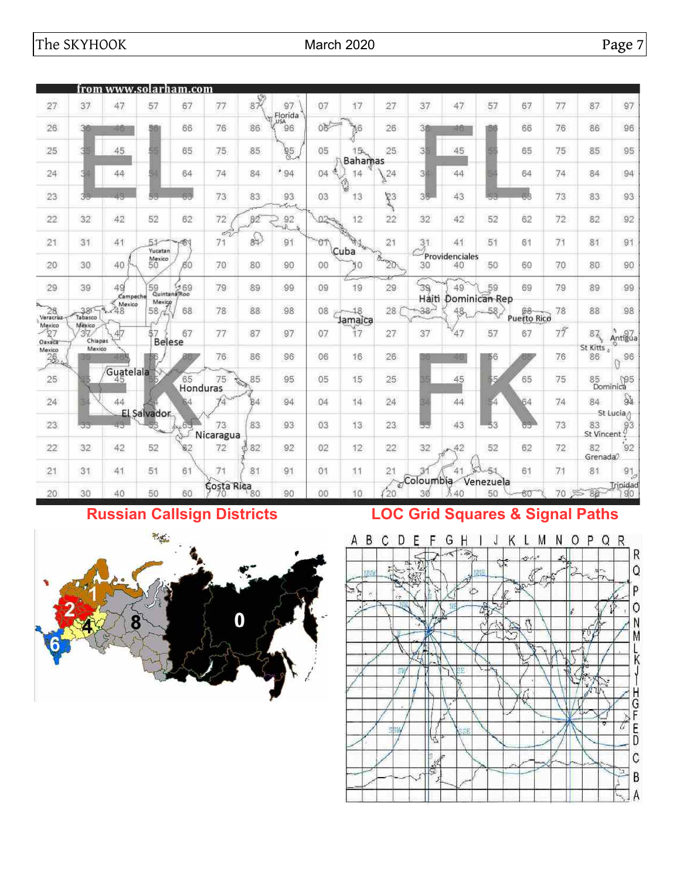from www.solarham.com

**Russian Callsign Districts**

**LOC Grid Squares & Signal Paths**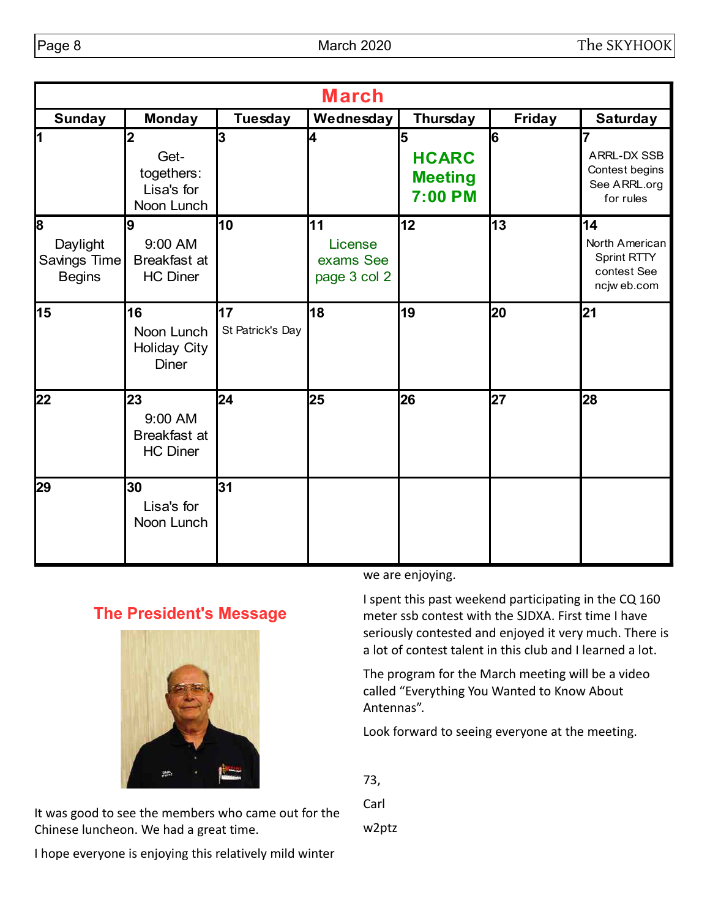| March | | | | | | |
|---|---|---|---|---|---|---|
| **Sunday** | **Monday** | **Tuesday** | **Wednesday** | **Thursday** | **Friday** | **Saturday** |
| **1** | **2** Get-togethers: Lisa's for Noon Lunch | **3** | **4** | **5** **HCARC Meeting 7:00 PM** | **6** | **7** ARRL-DX SSB Contest begins See ARRL.org for rules |
| **8** Daylight Savings Time Begins | **9** 9:00 AM Breakfast at HC Diner | **10** | **11** License exams See page 3 col 2 | **12** | **13** | **14** North American Sprint RTTY contest See ncjweb.com |
| **15** | **16** Noon Lunch Holiday City Diner | **17** St Patrick's Day | **18** | **19** | **20** | **21** |
| **22** | **23** 9:00 AM Breakfast at HC Diner | **24** | **25** | **26** | **27** | **28** |
| **29** | **30** Lisa's for Noon Lunch | **31** | | | | |

## The President's Message

It was good to see the members who came out for the Chinese luncheon. We had a great time.

I hope everyone is enjoying this relatively mild winter we are enjoying.

I spent this past weekend participating in the CQ 160 meter ssb contest with the SJDXA. First time I have seriously contested and enjoyed it very much. There is a lot of contest talent in this club and I learned a lot.

The program for the March meeting will be a video called "Everything You Wanted to Know About Antennas".

Look forward to seeing everyone at the meeting.

73,

Carl

w2ptz